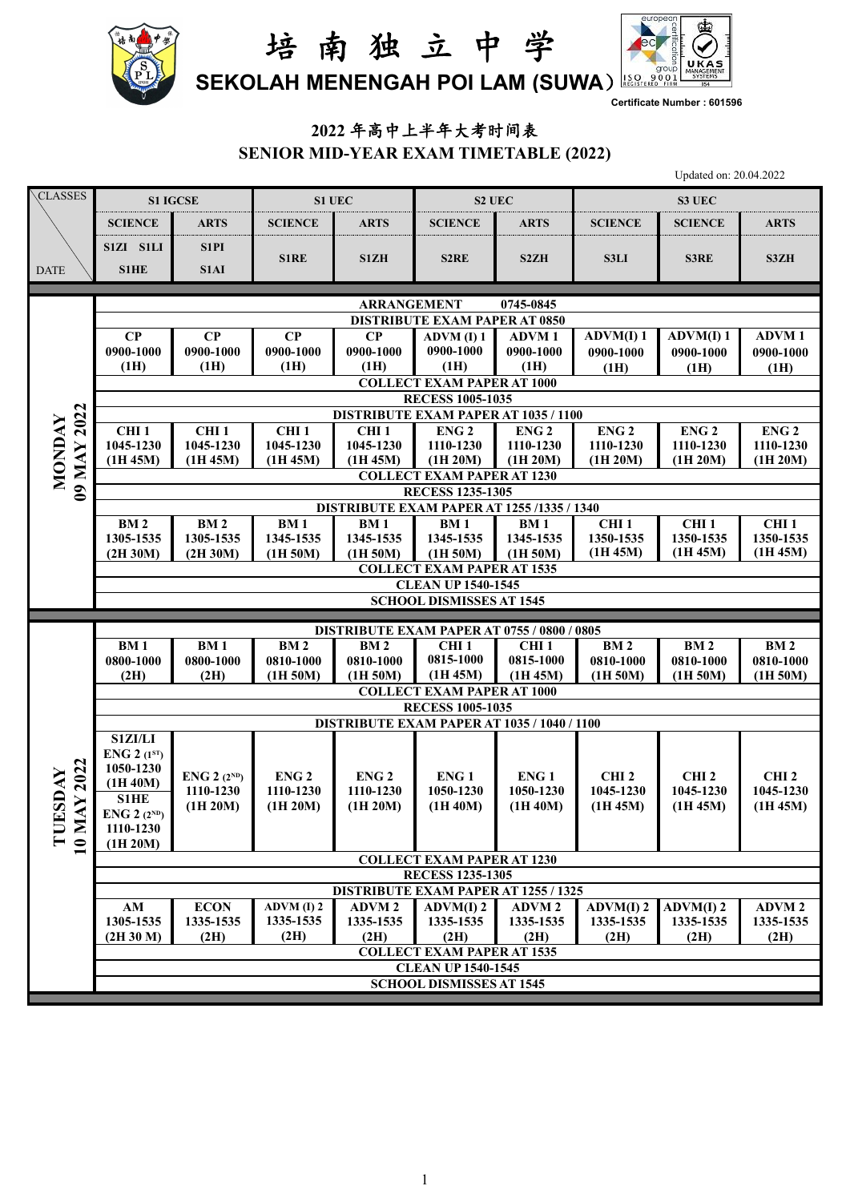# 培南独立中学

## SEKOLAH MENENGAH POI LAM (SUWA)

Certificate Number : 601596

## 2022 年高中上半年大考时间表

## SENIOR MID-YEAR EXAM TIMETABLE (2022)

Updated on: 20.04.2022

| CLASSES / DATE | S1 IGCSE | | S1 UEC | | S2 UEC | | S3 UEC | | |
|---|---|---|---|---|---|---|---|---|---|
| | SCIENCE | ARTS | SCIENCE | ARTS | SCIENCE | ARTS | SCIENCE | SCIENCE | ARTS |
| | S1ZI S1LI S1HE | S1PI S1AI | S1RE | S1ZH | S2RE | S2ZH | S3LI | S3RE | S3ZH |
| **MONDAY 09 MAY 2022** | ARRANGEMENT 0745-0845 | | | | | | | | |
| | DISTRIBUTE EXAM PAPER AT 0850 | | | | | | | | |
| | CP 0900-1000 (1H) | CP 0900-1000 (1H) | CP 0900-1000 (1H) | CP 0900-1000 (1H) | ADVM (I) 1 0900-1000 (1H) | ADVM 1 0900-1000 (1H) | ADVM(I) 1 0900-1000 (1H) | ADVM(I) 1 0900-1000 (1H) | ADVM 1 0900-1000 (1H) |
| | COLLECT EXAM PAPER AT 1000 | | | | | | | | |
| | RECESS 1005-1035 | | | | | | | | |
| | DISTRIBUTE EXAM PAPER AT 1035 / 1100 | | | | | | | | |
| | CHI 1 1045-1230 (1H 45M) | CHI 1 1045-1230 (1H 45M) | CHI 1 1045-1230 (1H 45M) | CHI 1 1045-1230 (1H 45M) | ENG 2 1110-1230 (1H 20M) | ENG 2 1110-1230 (1H 20M) | ENG 2 1110-1230 (1H 20M) | ENG 2 1110-1230 (1H 20M) | ENG 2 1110-1230 (1H 20M) |
| | COLLECT EXAM PAPER AT 1230 | | | | | | | | |
| | RECESS 1235-1305 | | | | | | | | |
| | DISTRIBUTE EXAM PAPER AT 1255 /1335 / 1340 | | | | | | | | |
| | BM 2 1305-1535 (2H 30M) | BM 2 1305-1535 (2H 30M) | BM 1 1345-1535 (1H 50M) | BM 1 1345-1535 (1H 50M) | BM 1 1345-1535 (1H 50M) | BM 1 1345-1535 (1H 50M) | CHI 1 1350-1535 (1H 45M) | CHI 1 1350-1535 (1H 45M) | CHI 1 1350-1535 (1H 45M) |
| | COLLECT EXAM PAPER AT 1535 | | | | | | | | |
| | CLEAN UP 1540-1545 | | | | | | | | |
| | SCHOOL DISMISSES AT 1545 | | | | | | | | |
| **TUESDAY 10 MAY 2022** | DISTRIBUTE EXAM PAPER AT 0755 / 0800 / 0805 | | | | | | | | |
| | BM 1 0800-1000 (2H) | BM 1 0800-1000 (2H) | BM 2 0810-1000 (1H 50M) | BM 2 0810-1000 (1H 50M) | CHI 1 0815-1000 (1H 45M) | CHI 1 0815-1000 (1H 45M) | BM 2 0810-1000 (1H 50M) | BM 2 0810-1000 (1H 50M) | BM 2 0810-1000 (1H 50M) |
| | COLLECT EXAM PAPER AT 1000 | | | | | | | | |
| | RECESS 1005-1035 | | | | | | | | |
| | DISTRIBUTE EXAM PAPER AT 1035 / 1040 / 1100 | | | | | | | | |
| | S1ZI/LI ENG 2 (1ST) 1050-1230 (1H 40M) S1HE ENG 2 (2ND) 1110-1230 (1H 20M) | ENG 2 (2ND) 1110-1230 (1H 20M) | ENG 2 1110-1230 (1H 20M) | ENG 2 1110-1230 (1H 20M) | ENG 1 1050-1230 (1H 40M) | ENG 1 1050-1230 (1H 40M) | CHI 2 1045-1230 (1H 45M) | CHI 2 1045-1230 (1H 45M) | CHI 2 1045-1230 (1H 45M) |
| | COLLECT EXAM PAPER AT 1230 | | | | | | | | |
| | RECESS 1235-1305 | | | | | | | | |
| | DISTRIBUTE EXAM PAPER AT 1255 / 1325 | | | | | | | | |
| | AM 1305-1535 (2H 30 M) | ECON 1335-1535 (2H) | ADVM (I) 2 1335-1535 (2H) | ADVM 2 1335-1535 (2H) | ADVM(I) 2 1335-1535 (2H) | ADVM 2 1335-1535 (2H) | ADVM(I) 2 1335-1535 (2H) | ADVM(I) 2 1335-1535 (2H) | ADVM 2 1335-1535 (2H) |
| | COLLECT EXAM PAPER AT 1535 | | | | | | | | |
| | CLEAN UP 1540-1545 | | | | | | | | |
| | SCHOOL DISMISSES AT 1545 | | | | | | | | |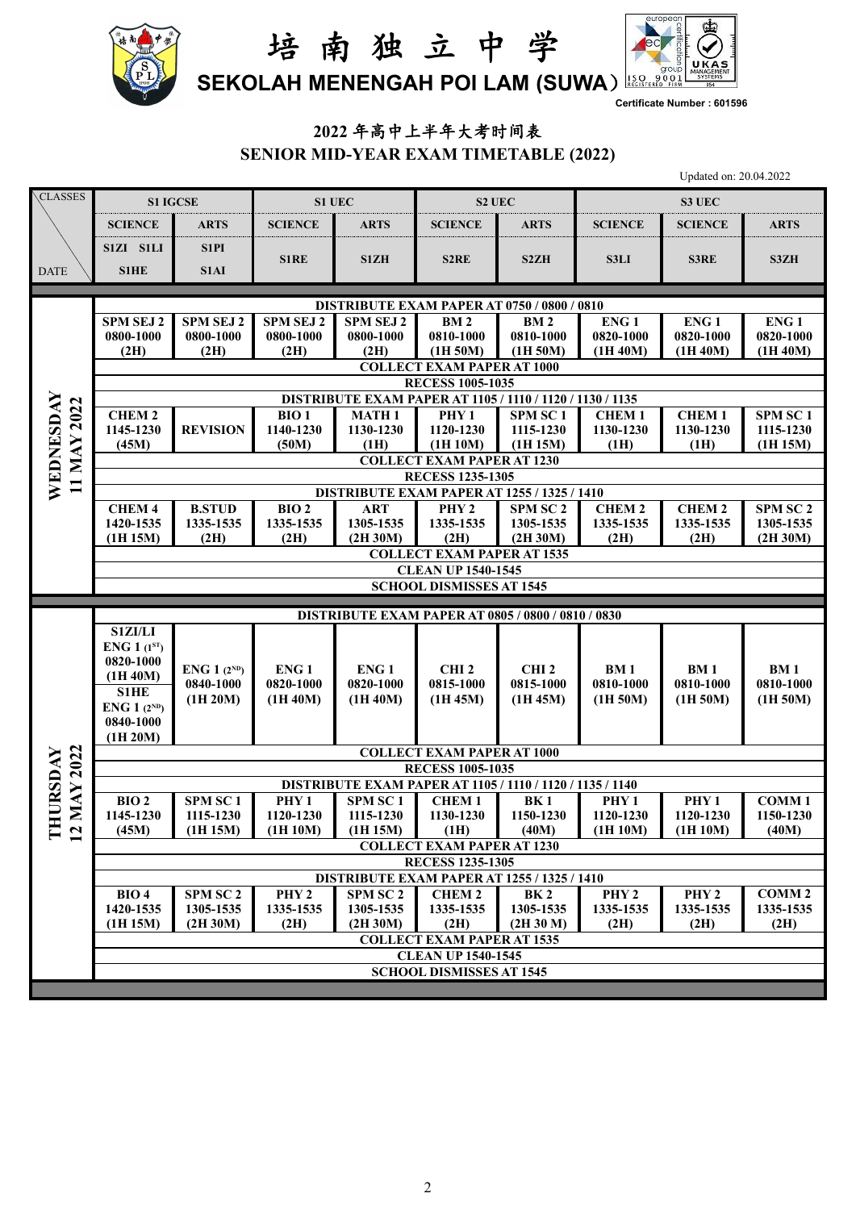# 培南独立中学

## SEKOLAH MENENGAH POI LAM (SUWA)

Certificate Number : 601596

### 2022 年高中上半年大考时间表
### SENIOR MID-YEAR EXAM TIMETABLE (2022)

Updated on: 20.04.2022

| CLASSES / DATE | S1 IGCSE | | S1 UEC | | S2 UEC | | S3 UEC | | |
|---|---|---|---|---|---|---|---|---|---|
| | SCIENCE | ARTS | SCIENCE | ARTS | SCIENCE | ARTS | SCIENCE | SCIENCE | ARTS |
| | S1ZI S1LI S1HE | S1PI S1AI | S1RE | S1ZH | S2RE | S2ZH | S3LI | S3RE | S3ZH |
| **WEDNESDAY 11 MAY 2022** | DISTRIBUTE EXAM PAPER AT 0750 / 0800 / 0810 | | | | | | | | |
| | SPM SEJ 2 0800-1000 (2H) | SPM SEJ 2 0800-1000 (2H) | SPM SEJ 2 0800-1000 (2H) | SPM SEJ 2 0800-1000 (2H) | BM 2 0810-1000 (1H 50M) | BM 2 0810-1000 (1H 50M) | ENG 1 0820-1000 (1H 40M) | ENG 1 0820-1000 (1H 40M) | ENG 1 0820-1000 (1H 40M) |
| | COLLECT EXAM PAPER AT 1000 | | | | | | | | |
| | RECESS 1005-1035 | | | | | | | | |
| | DISTRIBUTE EXAM PAPER AT 1105 / 1110 / 1120 / 1130 / 1135 | | | | | | | | |
| | CHEM 2 1145-1230 (45M) | REVISION | BIO 1 1140-1230 (50M) | MATH 1 1130-1230 (1H) | PHY 1 1120-1230 (1H 10M) | SPM SC 1 1115-1230 (1H 15M) | CHEM 1 1130-1230 (1H) | CHEM 1 1130-1230 (1H) | SPM SC 1 1115-1230 (1H 15M) |
| | COLLECT EXAM PAPER AT 1230 | | | | | | | | |
| | RECESS 1235-1305 | | | | | | | | |
| | DISTRIBUTE EXAM PAPER AT 1255 / 1325 / 1410 | | | | | | | | |
| | CHEM 4 1420-1535 (1H 15M) | B.STUD 1335-1535 (2H) | BIO 2 1335-1535 (2H) | ART 1305-1535 (2H 30M) | PHY 2 1335-1535 (2H) | SPM SC 2 1305-1535 (2H 30M) | CHEM 2 1335-1535 (2H) | CHEM 2 1335-1535 (2H) | SPM SC 2 1305-1535 (2H 30M) |
| | COLLECT EXAM PAPER AT 1535 | | | | | | | | |
| | CLEAN UP 1540-1545 | | | | | | | | |
| | SCHOOL DISMISSES AT 1545 | | | | | | | | |
| **THURSDAY 12 MAY 2022** | DISTRIBUTE EXAM PAPER AT 0805 / 0800 / 0810 / 0830 | | | | | | | | |
| | S1ZI/LI ENG 1 (1ST) 0820-1000 (1H 40M) S1HE ENG 1 (2ND) 0840-1000 (1H 20M) | ENG 1 (2ND) 0840-1000 (1H 20M) | ENG 1 0820-1000 (1H 40M) | ENG 1 0820-1000 (1H 40M) | CHI 2 0815-1000 (1H 45M) | CHI 2 0815-1000 (1H 45M) | BM 1 0810-1000 (1H 50M) | BM 1 0810-1000 (1H 50M) | BM 1 0810-1000 (1H 50M) |
| | COLLECT EXAM PAPER AT 1000 | | | | | | | | |
| | RECESS 1005-1035 | | | | | | | | |
| | DISTRIBUTE EXAM PAPER AT 1105 / 1110 / 1120 / 1135 / 1140 | | | | | | | | |
| | BIO 2 1145-1230 (45M) | SPM SC 1 1115-1230 (1H 15M) | PHY 1 1120-1230 (1H 10M) | SPM SC 1 1115-1230 (1H 15M) | CHEM 1 1130-1230 (1H) | BK 1 1150-1230 (40M) | PHY 1 1120-1230 (1H 10M) | PHY 1 1120-1230 (1H 10M) | COMM 1 1150-1230 (40M) |
| | COLLECT EXAM PAPER AT 1230 | | | | | | | | |
| | RECESS 1235-1305 | | | | | | | | |
| | DISTRIBUTE EXAM PAPER AT 1255 / 1325 / 1410 | | | | | | | | |
| | BIO 4 1420-1535 (1H 15M) | SPM SC 2 1305-1535 (2H 30M) | PHY 2 1335-1535 (2H) | SPM SC 2 1305-1535 (2H 30M) | CHEM 2 1335-1535 (2H) | BK 2 1305-1535 (2H 30 M) | PHY 2 1335-1535 (2H) | PHY 2 1335-1535 (2H) | COMM 2 1335-1535 (2H) |
| | COLLECT EXAM PAPER AT 1535 | | | | | | | | |
| | CLEAN UP 1540-1545 | | | | | | | | |
| | SCHOOL DISMISSES AT 1545 | | | | | | | | |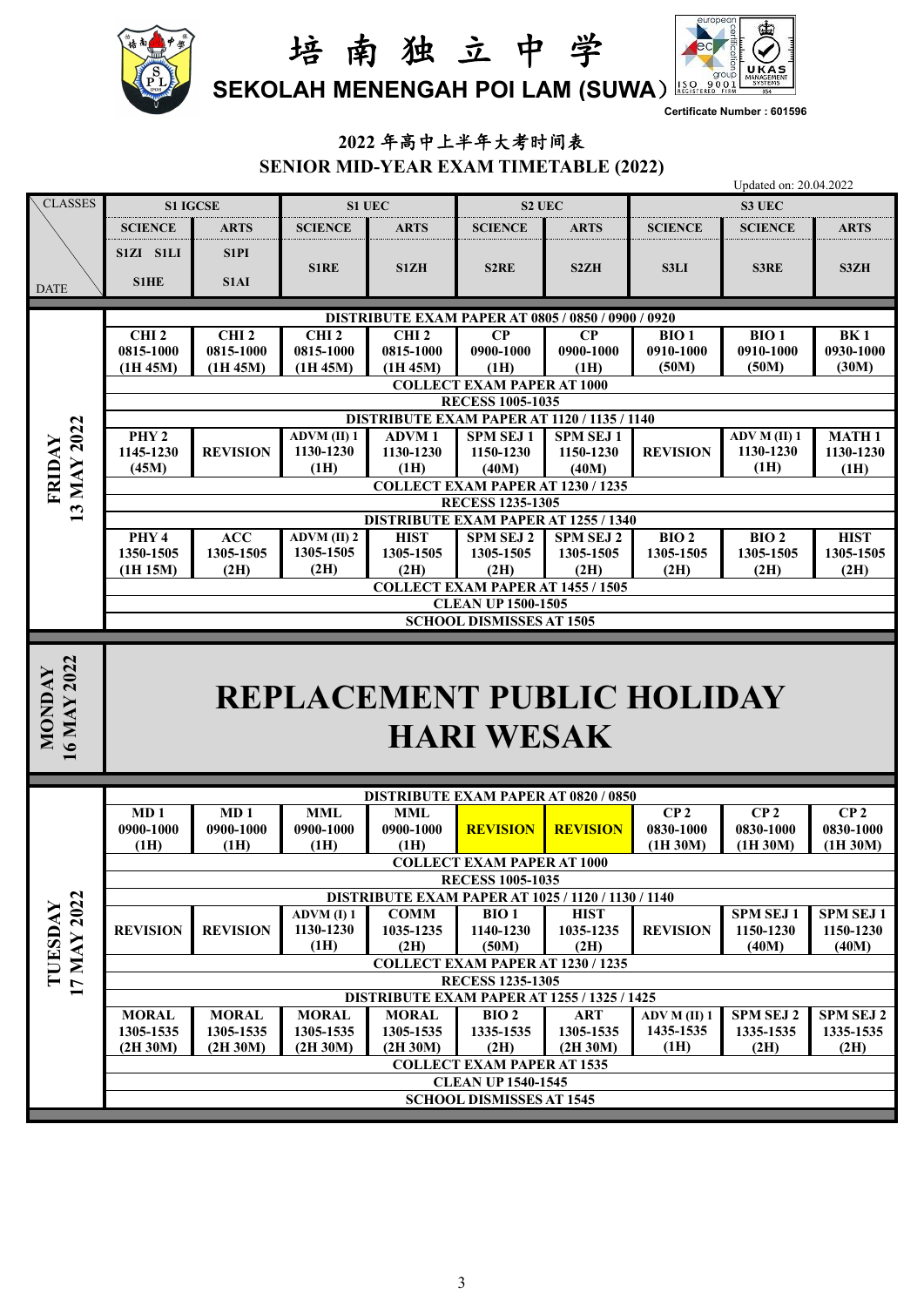# 培 南 独 立 中 学

## SEKOLAH MENENGAH POI LAM (SUWA)

Certificate Number : 601596

## 2022 年高中上半年大考时间表

## SENIOR MID-YEAR EXAM TIMETABLE (2022)

Updated on: 20.04.2022

| CLASSES / DATE | S1 IGCSE | | S1 UEC | | S2 UEC | | S3 UEC | | |
|---|---|---|---|---|---|---|---|---|---|
| | SCIENCE | ARTS | SCIENCE | ARTS | SCIENCE | ARTS | SCIENCE | SCIENCE | ARTS |
| | S1ZI S1LI S1HE | S1PI S1AI | S1RE | S1ZH | S2RE | S2ZH | S3LI | S3RE | S3ZH |
| FRIDAY 13 MAY 2022 | DISTRIBUTE EXAM PAPER AT 0805 / 0850 / 0900 / 0920 | | | | | | | | |
| | CHI 2 0815-1000 (1H 45M) | CHI 2 0815-1000 (1H 45M) | CHI 2 0815-1000 (1H 45M) | CHI 2 0815-1000 (1H 45M) | CP 0900-1000 (1H) | CP 0900-1000 (1H) | BIO 1 0910-1000 (50M) | BIO 1 0910-1000 (50M) | BK 1 0930-1000 (30M) |
| | COLLECT EXAM PAPER AT 1000 | | | | | | | | |
| | RECESS 1005-1035 | | | | | | | | |
| | DISTRIBUTE EXAM PAPER AT 1120 / 1135 / 1140 | | | | | | | | |
| | PHY 2 1145-1230 (45M) | REVISION | ADVM (II) 1 1130-1230 (1H) | ADVM 1 1130-1230 (1H) | SPM SEJ 1 1150-1230 (40M) | SPM SEJ 1 1150-1230 (40M) | REVISION | ADV M (II) 1 1130-1230 (1H) | MATH 1 1130-1230 (1H) |
| | COLLECT EXAM PAPER AT 1230 / 1235 | | | | | | | | |
| | RECESS 1235-1305 | | | | | | | | |
| | DISTRIBUTE EXAM PAPER AT 1255 / 1340 | | | | | | | | |
| | PHY 4 1350-1505 (1H 15M) | ACC 1305-1505 (2H) | ADVM (II) 2 1305-1505 (2H) | HIST 1305-1505 (2H) | SPM SEJ 2 1305-1505 (2H) | SPM SEJ 2 1305-1505 (2H) | BIO 2 1305-1505 (2H) | BIO 2 1305-1505 (2H) | HIST 1305-1505 (2H) |
| | COLLECT EXAM PAPER AT 1455 / 1505 | | | | | | | | |
| | CLEAN UP 1500-1505 | | | | | | | | |
| | SCHOOL DISMISSES AT 1505 | | | | | | | | |
| MONDAY 16 MAY 2022 | **REPLACEMENT PUBLIC HOLIDAY HARI WESAK** | | | | | | | | |
| TUESDAY 17 MAY 2022 | DISTRIBUTE EXAM PAPER AT 0820 / 0850 | | | | | | | | |
| | MD 1 0900-1000 (1H) | MD 1 0900-1000 (1H) | MML 0900-1000 (1H) | MML 0900-1000 (1H) | REVISION | REVISION | CP 2 0830-1000 (1H 30M) | CP 2 0830-1000 (1H 30M) | CP 2 0830-1000 (1H 30M) |
| | COLLECT EXAM PAPER AT 1000 | | | | | | | | |
| | RECESS 1005-1035 | | | | | | | | |
| | DISTRIBUTE EXAM PAPER AT 1025 / 1120 / 1130 / 1140 | | | | | | | | |
| | REVISION | REVISION | ADVM (I) 1 1130-1230 (1H) | COMM 1035-1235 (2H) | BIO 1 1140-1230 (50M) | HIST 1035-1235 (2H) | REVISION | SPM SEJ 1 1150-1230 (40M) | SPM SEJ 1 1150-1230 (40M) |
| | COLLECT EXAM PAPER AT 1230 / 1235 | | | | | | | | |
| | RECESS 1235-1305 | | | | | | | | |
| | DISTRIBUTE EXAM PAPER AT 1255 / 1325 / 1425 | | | | | | | | |
| | MORAL 1305-1535 (2H 30M) | MORAL 1305-1535 (2H 30M) | MORAL 1305-1535 (2H 30M) | MORAL 1305-1535 (2H 30M) | BIO 2 1335-1535 (2H) | ART 1305-1535 (2H 30M) | ADV M (II) 1 1435-1535 (1H) | SPM SEJ 2 1335-1535 (2H) | SPM SEJ 2 1335-1535 (2H) |
| | COLLECT EXAM PAPER AT 1535 | | | | | | | | |
| | CLEAN UP 1540-1545 | | | | | | | | |
| | SCHOOL DISMISSES AT 1545 | | | | | | | | |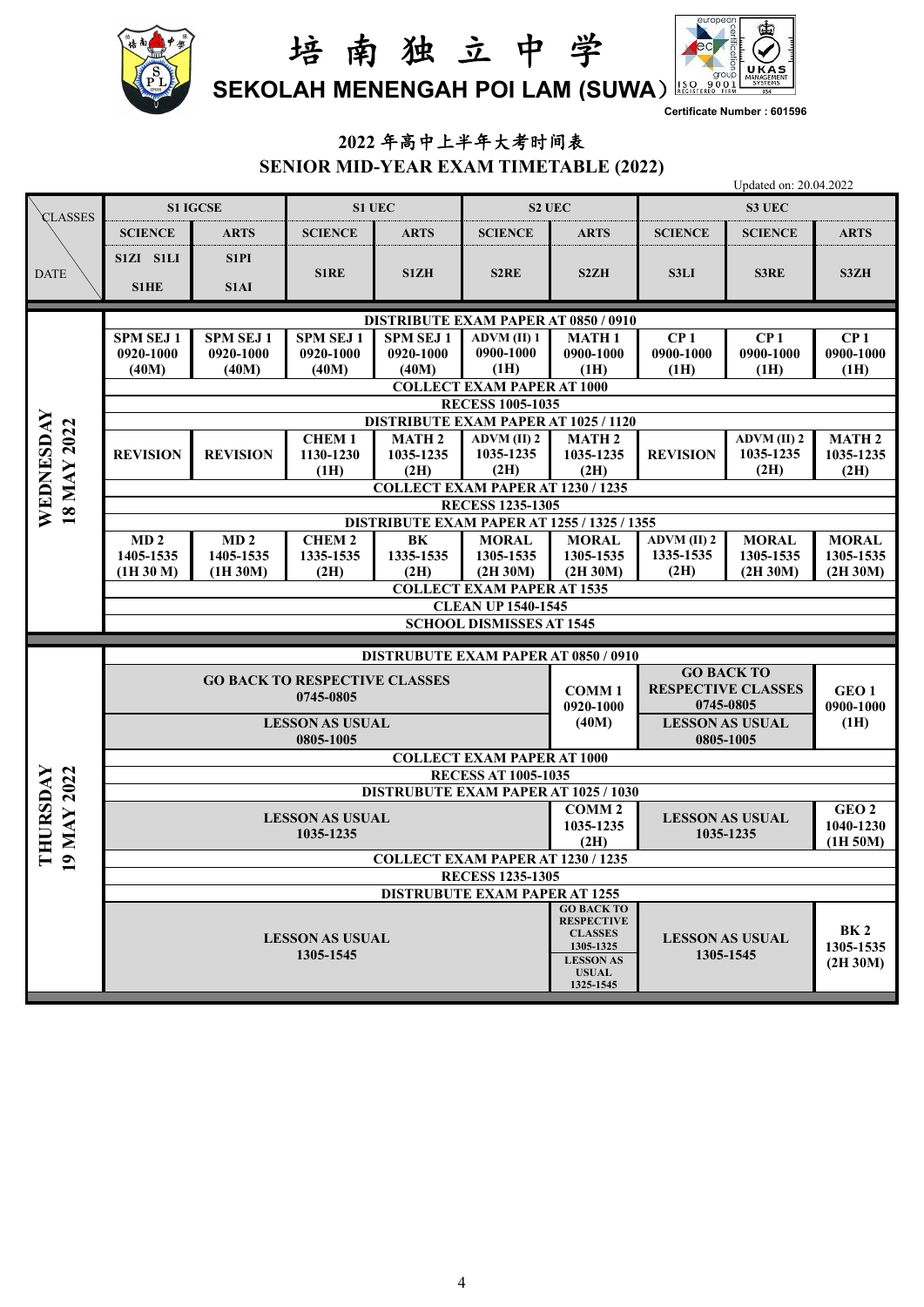# 培南独立中学

## SEKOLAH MENENGAH POI LAM (SUWA)

Certificate Number : 601596

## 2022 年高中上半年大考时间表

## SENIOR MID-YEAR EXAM TIMETABLE (2022)

Updated on: 20.04.2022

| DATE \ CLASSES | S1 IGCSE | | S1 UEC | | S2 UEC | | S3 UEC | | |
|---|---|---|---|---|---|---|---|---|---|
| | SCIENCE | ARTS | SCIENCE | ARTS | SCIENCE | ARTS | SCIENCE | SCIENCE | ARTS |
| | S1ZI S1LI S1HE | S1PI S1AI | S1RE | S1ZH | S2RE | S2ZH | S3LI | S3RE | S3ZH |
| WEDNESDAY 18 MAY 2022 | DISTRIBUTE EXAM PAPER AT 0850 / 0910 | | | | | | | | |
| | SPM SEJ 1 0920-1000 (40M) | SPM SEJ 1 0920-1000 (40M) | SPM SEJ 1 0920-1000 (40M) | SPM SEJ 1 0920-1000 (40M) | ADVM (II) 1 0900-1000 (1H) | MATH 1 0900-1000 (1H) | CP 1 0900-1000 (1H) | CP 1 0900-1000 (1H) | CP 1 0900-1000 (1H) |
| | COLLECT EXAM PAPER AT 1000 | | | | | | | | |
| | RECESS 1005-1035 | | | | | | | | |
| | DISTRIBUTE EXAM PAPER AT 1025 / 1120 | | | | | | | | |
| | REVISION | REVISION | CHEM 1 1130-1230 (1H) | MATH 2 1035-1235 (2H) | ADVM (II) 2 1035-1235 (2H) | MATH 2 1035-1235 (2H) | REVISION | ADVM (II) 2 1035-1235 (2H) | MATH 2 1035-1235 (2H) |
| | COLLECT EXAM PAPER AT 1230 / 1235 | | | | | | | | |
| | RECESS 1235-1305 | | | | | | | | |
| | DISTRIBUTE EXAM PAPER AT 1255 / 1325 / 1355 | | | | | | | | |
| | MD 2 1405-1535 (1H 30 M) | MD 2 1405-1535 (1H 30M) | CHEM 2 1335-1535 (2H) | BK 1335-1535 (2H) | MORAL 1305-1535 (2H 30M) | MORAL 1305-1535 (2H 30M) | ADVM (II) 2 1335-1535 (2H) | MORAL 1305-1535 (2H 30M) | MORAL 1305-1535 (2H 30M) |
| | COLLECT EXAM PAPER AT 1535 | | | | | | | | |
| | CLEAN UP 1540-1545 | | | | | | | | |
| | SCHOOL DISMISSES AT 1545 | | | | | | | | |
| THURSDAY 19 MAY 2022 | DISTRUBUTE EXAM PAPER AT 0850 / 0910 | | | | | | | | |
| | GO BACK TO RESPECTIVE CLASSES 0745-0805 | | | | | COMM 1 0920-1000 (40M) | GO BACK TO RESPECTIVE CLASSES 0745-0805 | | GEO 1 0900-1000 (1H) |
| | LESSON AS USUAL 0805-1005 | | | | | | LESSON AS USUAL 0805-1005 | | |
| | COLLECT EXAM PAPER AT 1000 | | | | | | | | |
| | RECESS AT 1005-1035 | | | | | | | | |
| | DISTRUBUTE EXAM PAPER AT 1025 / 1030 | | | | | | | | |
| | LESSON AS USUAL 1035-1235 | | | | | COMM 2 1035-1235 (2H) | LESSON AS USUAL 1035-1235 | | GEO 2 1040-1230 (1H 50M) |
| | COLLECT EXAM PAPER AT 1230 / 1235 | | | | | | | | |
| | RECESS 1235-1305 | | | | | | | | |
| | DISTRUBUTE EXAM PAPER AT 1255 | | | | | | | | |
| | LESSON AS USUAL 1305-1545 | | | | | GO BACK TO RESPECTIVE CLASSES 1305-1325 LESSON AS USUAL 1325-1545 | LESSON AS USUAL 1305-1545 | | BK 2 1305-1535 (2H 30M) |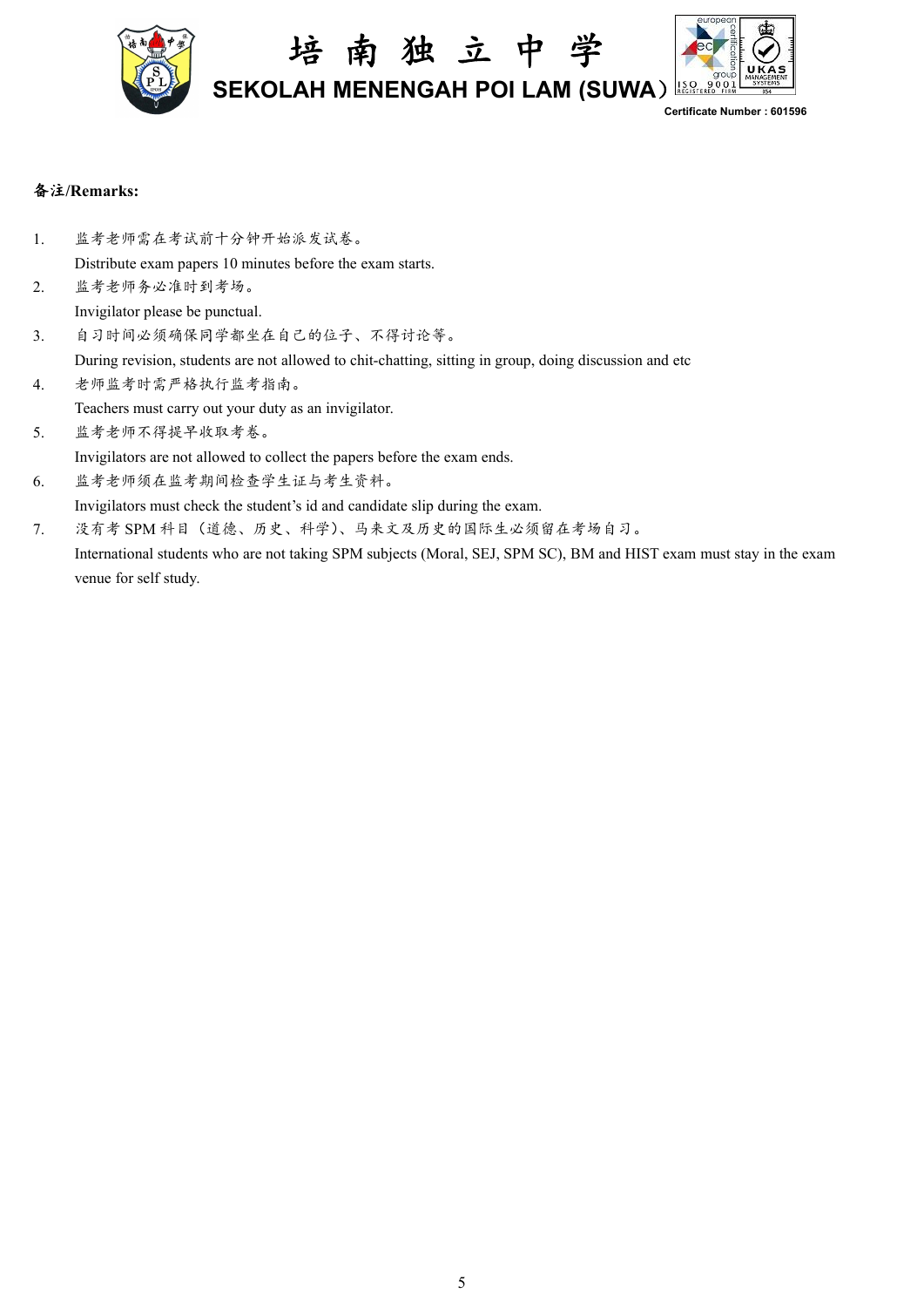**备注/Remarks:**

1. 监考老师需在考试前十分钟开始派发试卷。
   Distribute exam papers 10 minutes before the exam starts.
2. 监考老师务必准时到考场。
   Invigilator please be punctual.
3. 自习时间必须确保同学都坐在自己的位子、不得讨论等。
   During revision, students are not allowed to chit-chatting, sitting in group, doing discussion and etc
4. 老师监考时需严格执行监考指南。
   Teachers must carry out your duty as an invigilator.
5. 监考老师不得提早收取考卷。
   Invigilators are not allowed to collect the papers before the exam ends.
6. 监考老师须在监考期间检查学生证与考生资料。
   Invigilators must check the student's id and candidate slip during the exam.
7. 没有考 SPM 科目（道德、历史、科学）、马来文及历史的国际生必须留在考场自习。
   International students who are not taking SPM subjects (Moral, SEJ, SPM SC), BM and HIST exam must stay in the exam venue for self study.